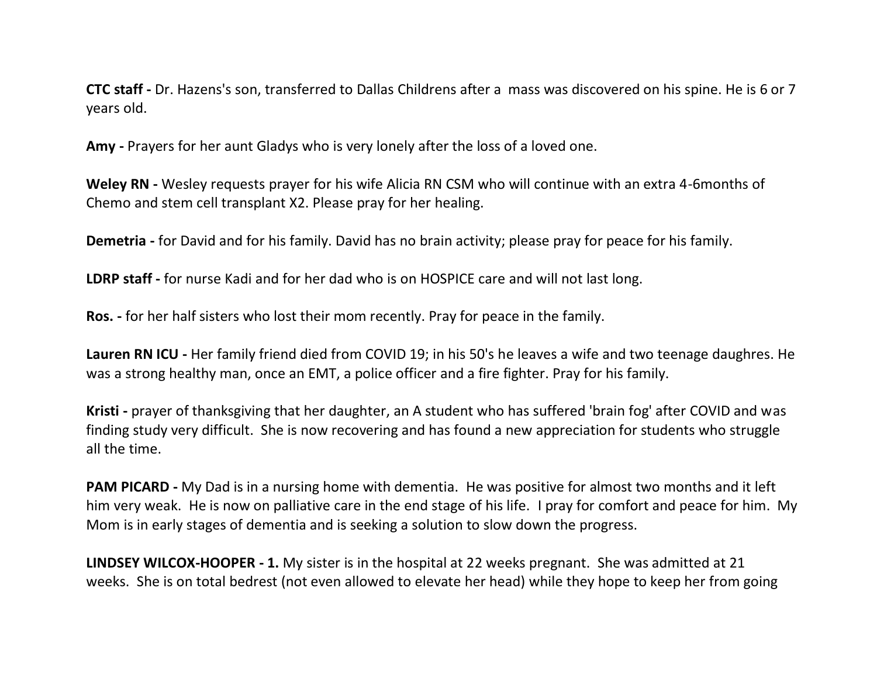**CTC staff -** Dr. Hazens's son, transferred to Dallas Childrens after a mass was discovered on his spine. He is 6 or 7 years old.

**Amy -** Prayers for her aunt Gladys who is very lonely after the loss of a loved one.

**Weley RN -** Wesley requests prayer for his wife Alicia RN CSM who will continue with an extra 4-6months of Chemo and stem cell transplant X2. Please pray for her healing.

**Demetria -** for David and for his family. David has no brain activity; please pray for peace for his family.

**LDRP staff -** for nurse Kadi and for her dad who is on HOSPICE care and will not last long.

**Ros. -** for her half sisters who lost their mom recently. Pray for peace in the family.

**Lauren RN ICU -** Her family friend died from COVID 19; in his 50's he leaves a wife and two teenage daughres. He was a strong healthy man, once an EMT, a police officer and a fire fighter. Pray for his family.

**Kristi -** prayer of thanksgiving that her daughter, an A student who has suffered 'brain fog' after COVID and was finding study very difficult. She is now recovering and has found a new appreciation for students who struggle all the time.

**PAM PICARD -** My Dad is in a nursing home with dementia. He was positive for almost two months and it left him very weak. He is now on palliative care in the end stage of his life. I pray for comfort and peace for him. My Mom is in early stages of dementia and is seeking a solution to slow down the progress.

**LINDSEY WILCOX-HOOPER - 1.** My sister is in the hospital at 22 weeks pregnant. She was admitted at 21 weeks. She is on total bedrest (not even allowed to elevate her head) while they hope to keep her from going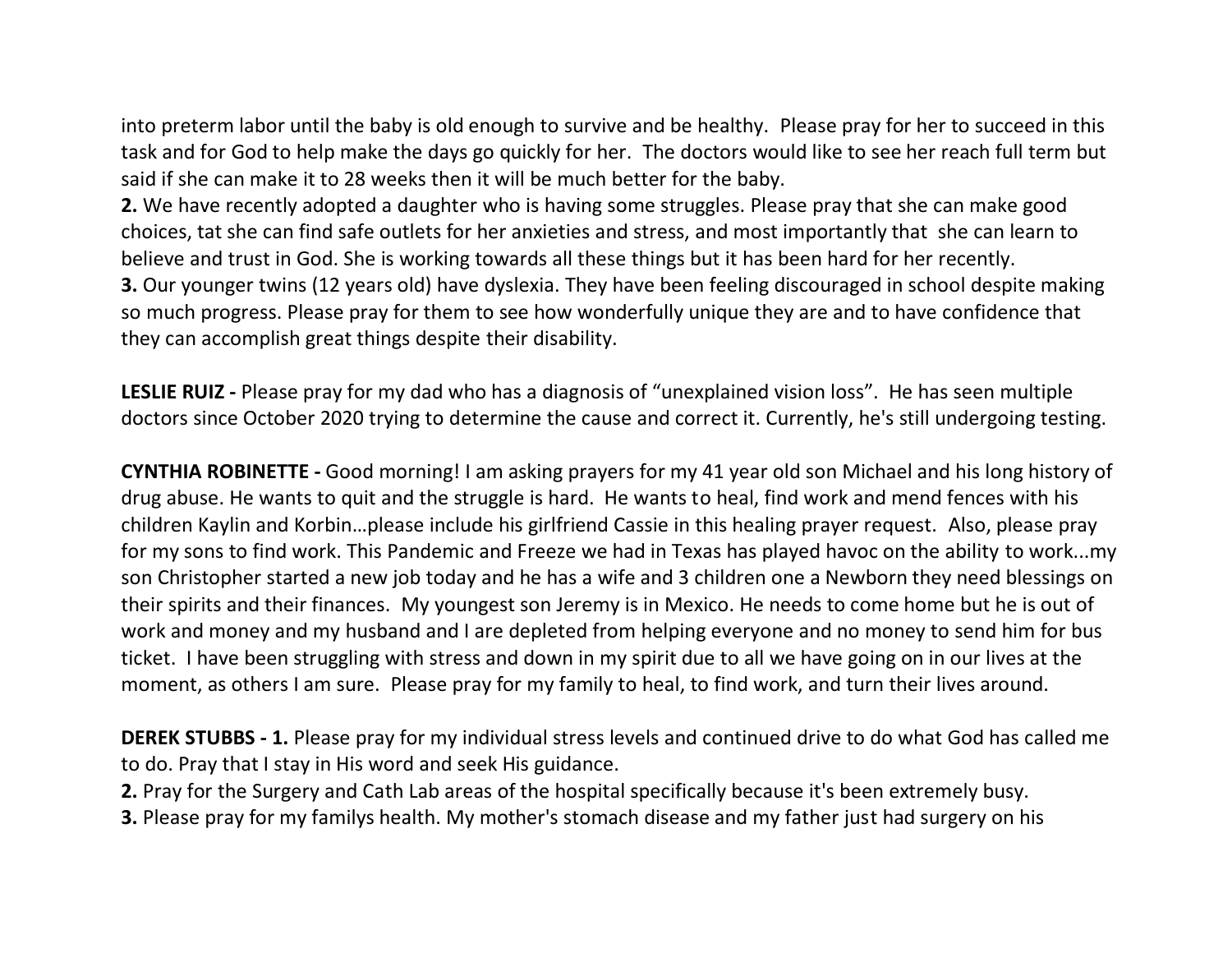into preterm labor until the baby is old enough to survive and be healthy. Please pray for her to succeed in this task and for God to help make the days go quickly for her. The doctors would like to see her reach full term but said if she can make it to 28 weeks then it will be much better for the baby.

**2.** We have recently adopted a daughter who is having some struggles. Please pray that she can make good choices, tat she can find safe outlets for her anxieties and stress, and most importantly that she can learn to believe and trust in God. She is working towards all these things but it has been hard for her recently.

**3.** Our younger twins (12 years old) have dyslexia. They have been feeling discouraged in school despite making so much progress. Please pray for them to see how wonderfully unique they are and to have confidence that they can accomplish great things despite their disability.

**LESLIE RUIZ -** Please pray for my dad who has a diagnosis of "unexplained vision loss". He has seen multiple doctors since October 2020 trying to determine the cause and correct it. Currently, he's still undergoing testing.

**CYNTHIA ROBINETTE -** Good morning! I am asking prayers for my 41 year old son Michael and his long history of drug abuse. He wants to quit and the struggle is hard. He wants to heal, find work and mend fences with his children Kaylin and Korbin…please include his girlfriend Cassie in this healing prayer request. Also, please pray for my sons to find work. This Pandemic and Freeze we had in Texas has played havoc on the ability to work...my son Christopher started a new job today and he has a wife and 3 children one a Newborn they need blessings on their spirits and their finances. My youngest son Jeremy is in Mexico. He needs to come home but he is out of work and money and my husband and I are depleted from helping everyone and no money to send him for bus ticket. I have been struggling with stress and down in my spirit due to all we have going on in our lives at the moment, as others I am sure. Please pray for my family to heal, to find work, and turn their lives around.

**DEREK STUBBS - 1.** Please pray for my individual stress levels and continued drive to do what God has called me to do. Pray that I stay in His word and seek His guidance.

**2.** Pray for the Surgery and Cath Lab areas of the hospital specifically because it's been extremely busy.

**3.** Please pray for my familys health. My mother's stomach disease and my father just had surgery on his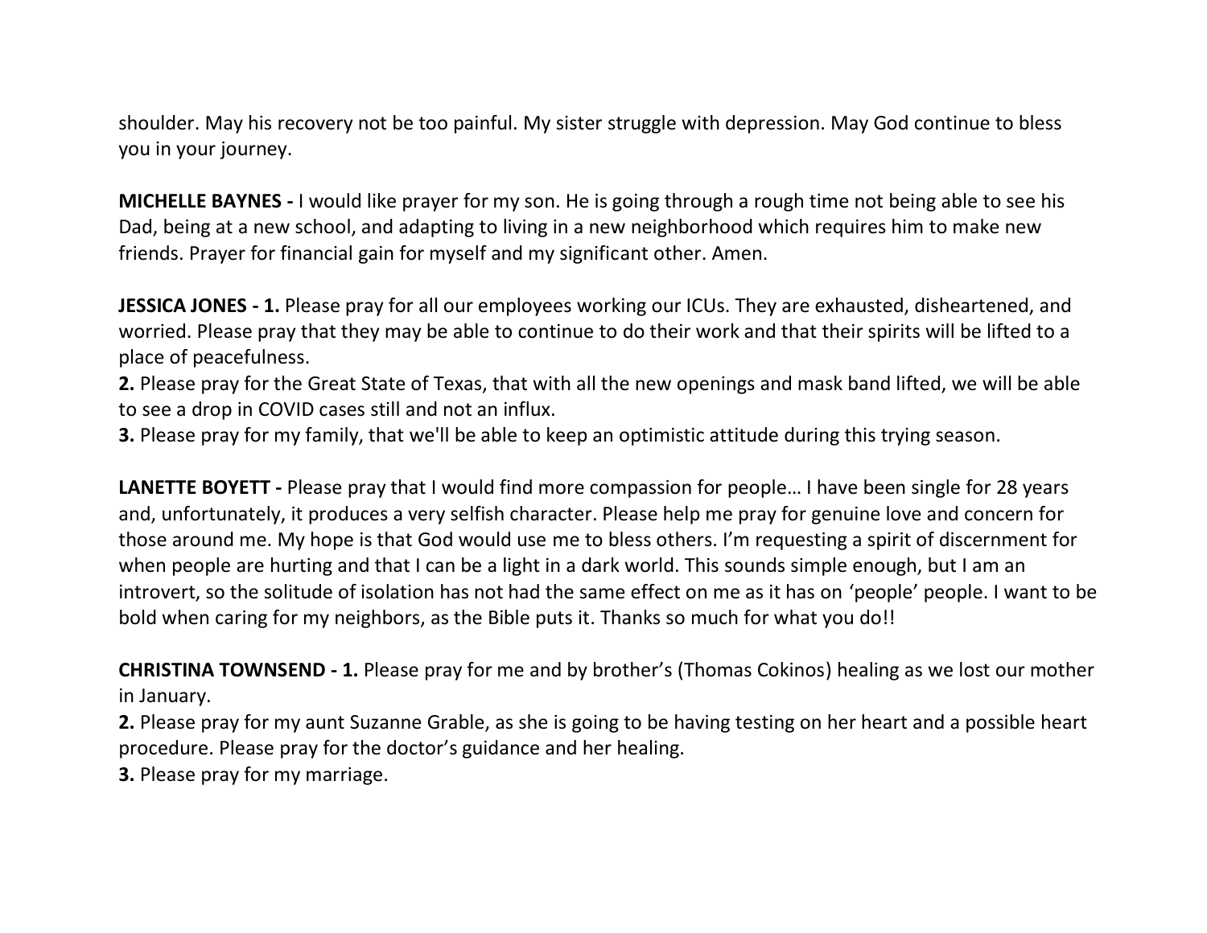shoulder. May his recovery not be too painful. My sister struggle with depression. May God continue to bless you in your journey.

**MICHELLE BAYNES -** I would like prayer for my son. He is going through a rough time not being able to see his Dad, being at a new school, and adapting to living in a new neighborhood which requires him to make new friends. Prayer for financial gain for myself and my significant other. Amen.

**JESSICA JONES - 1.** Please pray for all our employees working our ICUs. They are exhausted, disheartened, and worried. Please pray that they may be able to continue to do their work and that their spirits will be lifted to a place of peacefulness.
**2.** Please pray for the Great State of Texas, that with all the new openings and mask band lifted, we will be able to see a drop in COVID cases still and not an influx.
**3.** Please pray for my family, that we'll be able to keep an optimistic attitude during this trying season.

**LANETTE BOYETT -** Please pray that I would find more compassion for people… I have been single for 28 years and, unfortunately, it produces a very selfish character. Please help me pray for genuine love and concern for those around me. My hope is that God would use me to bless others. I'm requesting a spirit of discernment for when people are hurting and that I can be a light in a dark world. This sounds simple enough, but I am an introvert, so the solitude of isolation has not had the same effect on me as it has on 'people' people. I want to be bold when caring for my neighbors, as the Bible puts it. Thanks so much for what you do!!

**CHRISTINA TOWNSEND - 1.** Please pray for me and by brother's (Thomas Cokinos) healing as we lost our mother in January.
**2.** Please pray for my aunt Suzanne Grable, as she is going to be having testing on her heart and a possible heart procedure. Please pray for the doctor's guidance and her healing.
**3.** Please pray for my marriage.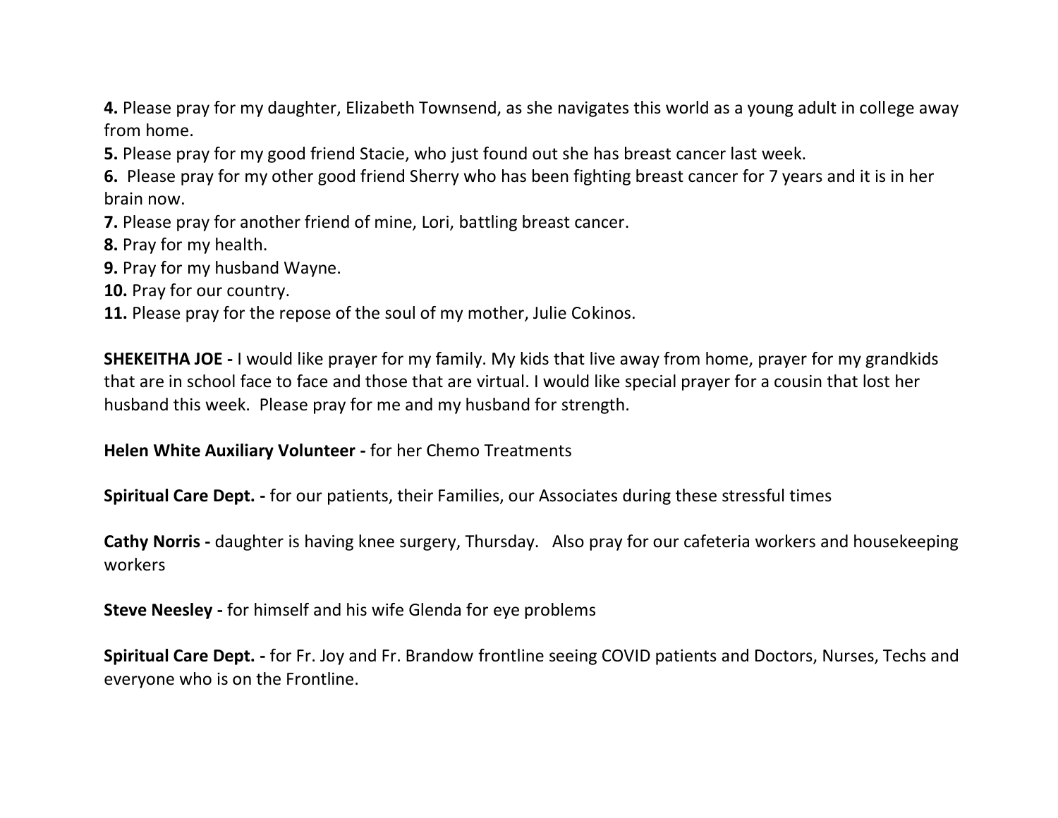**4.** Please pray for my daughter, Elizabeth Townsend, as she navigates this world as a young adult in college away from home.
**5.** Please pray for my good friend Stacie, who just found out she has breast cancer last week.
**6.** Please pray for my other good friend Sherry who has been fighting breast cancer for 7 years and it is in her brain now.
**7.** Please pray for another friend of mine, Lori, battling breast cancer.
**8.** Pray for my health.
**9.** Pray for my husband Wayne.
**10.** Pray for our country.
**11.** Please pray for the repose of the soul of my mother, Julie Cokinos.

**SHEKEITHA JOE -** I would like prayer for my family. My kids that live away from home, prayer for my grandkids that are in school face to face and those that are virtual. I would like special prayer for a cousin that lost her husband this week. Please pray for me and my husband for strength.

**Helen White Auxiliary Volunteer -** for her Chemo Treatments

**Spiritual Care Dept. -** for our patients, their Families, our Associates during these stressful times

**Cathy Norris -** daughter is having knee surgery, Thursday. Also pray for our cafeteria workers and housekeeping workers

**Steve Neesley -** for himself and his wife Glenda for eye problems

**Spiritual Care Dept. -** for Fr. Joy and Fr. Brandow frontline seeing COVID patients and Doctors, Nurses, Techs and everyone who is on the Frontline.